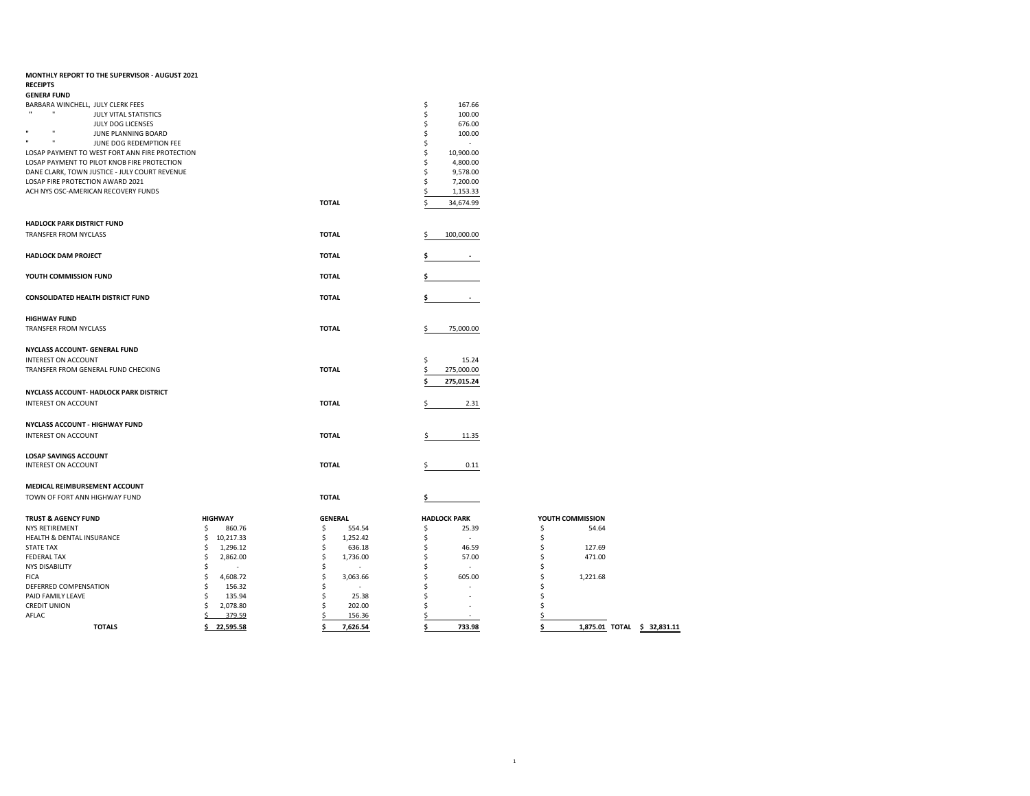**MONTHLY REPORT TO THE SUPERVISOR - AUGUST 2021**

**RECEIPTS**

**GENERAL FUND**

| | | |
|---|---|---|
| BARBARA WINCHELL, JULY CLERK FEES | | $ 167.66 |
| " " JULY VITAL STATISTICS | | $ 100.00 |
| JULY DOG LICENSES | | $ 676.00 |
| " " JUNE PLANNING BOARD | | $ 100.00 |
| " " JUNE DOG REDEMPTION FEE | | $ - |
| LOSAP PAYMENT TO WEST FORT ANN FIRE PROTECTION | | $ 10,900.00 |
| LOSAP PAYMENT TO PILOT KNOB FIRE PROTECTION | | $ 4,800.00 |
| DANE CLARK, TOWN JUSTICE - JULY COURT REVENUE | | $ 9,578.00 |
| LOSAP FIRE PROTECTION AWARD 2021 | | $ 7,200.00 |
| ACH NYS OSC-AMERICAN RECOVERY FUNDS | | $ 1,153.33 |
| | **TOTAL** | $ 34,674.99 |

**HADLOCK PARK DISTRICT FUND**

| | | |
|---|---|---|
| TRANSFER FROM NYCLASS | **TOTAL** | $ 100,000.00 |

**HADLOCK DAM PROJECT**

| | | |
|---|---|---|
| | **TOTAL** | **$ -** |

**YOUTH COMMISSION FUND**

| | | |
|---|---|---|
| | **TOTAL** | **$** |

**CONSOLIDATED HEALTH DISTRICT FUND**

| | | |
|---|---|---|
| | **TOTAL** | **$ -** |

**HIGHWAY FUND**

| | | |
|---|---|---|
| TRANSFER FROM NYCLASS | **TOTAL** | $ 75,000.00 |

**NYCLASS ACCOUNT- GENERAL FUND**

| | | |
|---|---|---|
| INTEREST ON ACCOUNT | | $ 15.24 |
| TRANSFER FROM GENERAL FUND CHECKING | **TOTAL** | $ 275,000.00 |
| | | **$ 275,015.24** |

**NYCLASS ACCOUNT- HADLOCK PARK DISTRICT**

| | | |
|---|---|---|
| INTEREST ON ACCOUNT | **TOTAL** | $ 2.31 |

**NYCLASS ACCOUNT - HIGHWAY FUND**

| | | |
|---|---|---|
| INTEREST ON ACCOUNT | **TOTAL** | $ 11.35 |

**LOSAP SAVINGS ACCOUNT**

| | | |
|---|---|---|
| INTEREST ON ACCOUNT | **TOTAL** | $ 0.11 |

**MEDICAL REIMBURSEMENT ACCOUNT**

| | | |
|---|---|---|
| TOWN OF FORT ANN HIGHWAY FUND | **TOTAL** | **$** |

| **TRUST & AGENCY FUND** | **HIGHWAY** | **GENERAL** | **HADLOCK PARK** | **YOUTH COMMISSION** | | |
|---|---|---|---|---|---|---|
| NYS RETIREMENT | $ 860.76 | $ 554.54 | $ 25.39 | $ 54.64 | | |
| HEALTH & DENTAL INSURANCE | $ 10,217.33 | $ 1,252.42 | $ - | $ | | |
| STATE TAX | $ 1,296.12 | $ 636.18 | $ 46.59 | $ 127.69 | | |
| FEDERAL TAX | $ 2,862.00 | $ 1,736.00 | $ 57.00 | $ 471.00 | | |
| NYS DISABILITY | $ - | $ - | $ - | $ | | |
| FICA | $ 4,608.72 | $ 3,063.66 | $ 605.00 | $ 1,221.68 | | |
| DEFERRED COMPENSATION | $ 156.32 | $ - | $ - | $ | | |
| PAID FAMILY LEAVE | $ 135.94 | $ 25.38 | $ - | $ | | |
| CREDIT UNION | $ 2,078.80 | $ 202.00 | $ - | $ | | |
| AFLAC | $ 379.59 | $ 156.36 | $ - | $ | | |
| **TOTALS** | **$ 22,595.58** | **$ 7,626.54** | **$ 733.98** | **$ 1,875.01** | **TOTAL** | **$ 32,831.11** |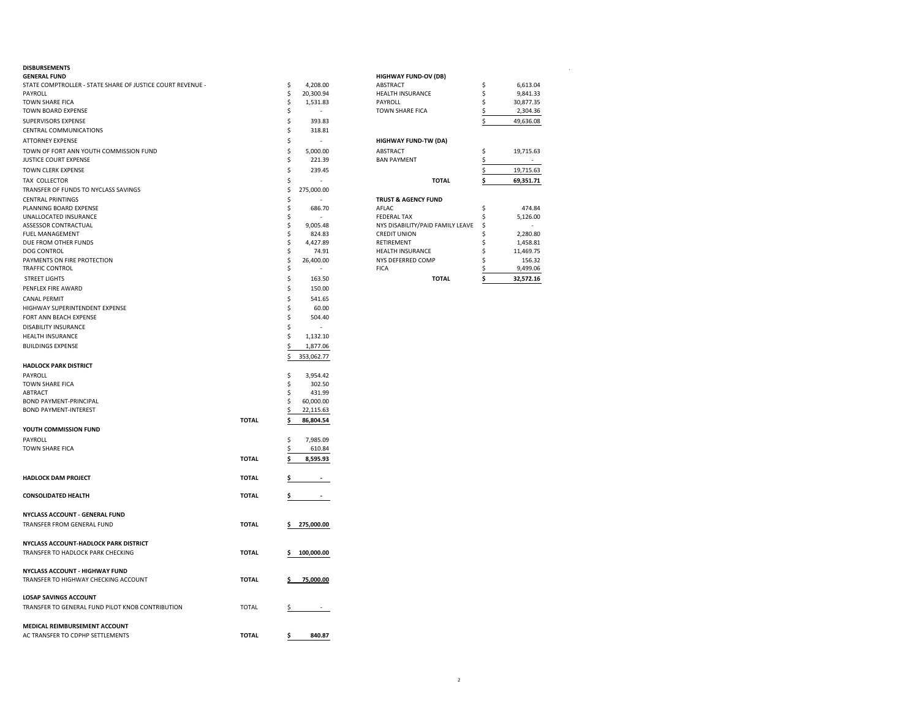**DISBURSEMENTS**

**GENERAL FUND**

| | |
|---|---|
| STATE COMPTROLLER - STATE SHARE OF JUSTICE COURT REVENUE - | $ 4,208.00 |
| PAYROLL | $ 20,300.94 |
| TOWN SHARE FICA | $ 1,531.83 |
| TOWN BOARD EXPENSE | $ - |
| SUPERVISORS EXPENSE | $ 393.83 |
| CENTRAL COMMUNICATIONS | $ 318.81 |
| ATTORNEY EXPENSE | $ - |
| TOWN OF FORT ANN YOUTH COMMISSION FUND | $ 5,000.00 |
| JUSTICE COURT EXPENSE | $ 221.39 |
| TOWN CLERK EXPENSE | $ 239.45 |
| TAX COLLECTOR | $ - |
| TRANSFER OF FUNDS TO NYCLASS SAVINGS | $ 275,000.00 |
| CENTRAL PRINTINGS | $ - |
| PLANNING BOARD EXPENSE | $ 686.70 |
| UNALLOCATED INSURANCE | $ - |
| ASSESSOR CONTRACTUAL | $ 9,005.48 |
| FUEL MANAGEMENT | $ 824.83 |
| DUE FROM OTHER FUNDS | $ 4,427.89 |
| DOG CONTROL | $ 74.91 |
| PAYMENTS ON FIRE PROTECTION | $ 26,400.00 |
| TRAFFIC CONTROL | $ - |
| STREET LIGHTS | $ 163.50 |
| PENFLEX FIRE AWARD | $ 150.00 |
| CANAL PERMIT | $ 541.65 |
| HIGHWAY SUPERINTENDENT EXPENSE | $ 60.00 |
| FORT ANN BEACH EXPENSE | $ 504.40 |
| DISABILITY INSURANCE | $ - |
| HEALTH INSURANCE | $ 1,132.10 |
| BUILDINGS EXPENSE | $ 1,877.06 |
| | $ 353,062.77 |

**HADLOCK PARK DISTRICT**

| | |
|---|---|
| PAYROLL | $ 3,954.42 |
| TOWN SHARE FICA | $ 302.50 |
| ABTRACT | $ 431.99 |
| BOND PAYMENT-PRINCIPAL | $ 60,000.00 |
| BOND PAYMENT-INTEREST | $ 22,115.63 |
| **TOTAL** | **$ 86,804.54** |

**YOUTH COMMISSION FUND**

| | |
|---|---|
| PAYROLL | $ 7,985.09 |
| TOWN SHARE FICA | $ 610.84 |
| **TOTAL** | **$ 8,595.93** |

| | | |
|---|---|---|
| **HADLOCK DAM PROJECT** | **TOTAL** | **$ -** |
| **CONSOLIDATED HEALTH** | **TOTAL** | **$ -** |

**NYCLASS ACCOUNT - GENERAL FUND**

| | | |
|---|---|---|
| TRANSFER FROM GENERAL FUND | **TOTAL** | **$ 275,000.00** |

**NYCLASS ACCOUNT-HADLOCK PARK DISTRICT**

| | | |
|---|---|---|
| TRANSFER TO HADLOCK PARK CHECKING | **TOTAL** | **$ 100,000.00** |

**NYCLASS ACCOUNT - HIGHWAY FUND**

| | | |
|---|---|---|
| TRANSFER TO HIGHWAY CHECKING ACCOUNT | **TOTAL** | **$ 75,000.00** |

**LOSAP SAVINGS ACCOUNT**

| | | |
|---|---|---|
| TRANSFER TO GENERAL FUND PILOT KNOB CONTRIBUTION | TOTAL | $ - |

**MEDICAL REIMBURSEMENT ACCOUNT**

| | | |
|---|---|---|
| AC TRANSFER TO CDPHP SETTLEMENTS | **TOTAL** | **$ 840.87** |

**HIGHWAY FUND-OV (DB)**

| | |
|---|---|
| ABSTRACT | $ 6,613.04 |
| HEALTH INSURANCE | $ 9,841.33 |
| PAYROLL | $ 30,877.35 |
| TOWN SHARE FICA | $ 2,304.36 |
| | $ 49,636.08 |

**HIGHWAY FUND-TW (DA)**

| | |
|---|---|
| ABSTRACT | $ 19,715.63 |
| BAN PAYMENT | $ - |
| | $ 19,715.63 |
| **TOTAL** | **$ 69,351.71** |

**TRUST & AGENCY FUND**

| | |
|---|---|
| AFLAC | $ 474.84 |
| FEDERAL TAX | $ 5,126.00 |
| NYS DISABILITY/PAID FAMILY LEAVE | $ - |
| CREDIT UNION | $ 2,280.80 |
| RETIREMENT | $ 1,458.81 |
| HEALTH INSURANCE | $ 11,469.75 |
| NYS DEFERRED COMP | $ 156.32 |
| FICA | $ 9,499.06 |
| **TOTAL** | **$ 32,572.16** |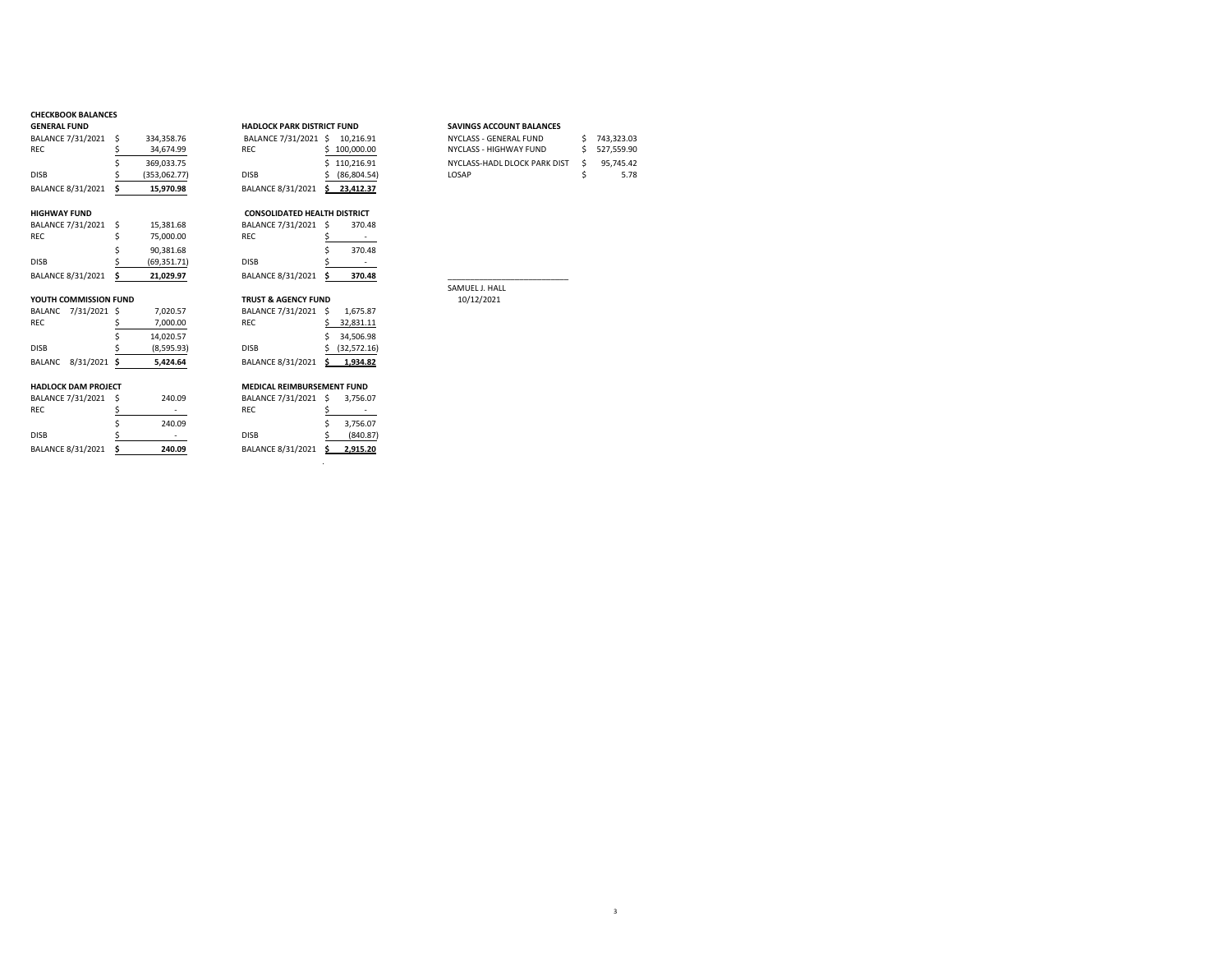**CHECKBOOK BALANCES**

**GENERAL FUND**

| | |
|---|---|
| BALANCE 7/31/2021 | $ 334,358.76 |
| REC | $ 34,674.99 |
| | $ 369,033.75 |
| DISB | $ (353,062.77) |
| BALANCE 8/31/2021 | **$ 15,970.98** |

**HIGHWAY FUND**

| | |
|---|---|
| BALANCE 7/31/2021 | $ 15,381.68 |
| REC | $ 75,000.00 |
| | $ 90,381.68 |
| DISB | $ (69,351.71) |
| BALANCE 8/31/2021 | **$ 21,029.97** |

**YOUTH COMMISSION FUND**

| | |
|---|---|
| BALANC 7/31/2021 | $ 7,020.57 |
| REC | $ 7,000.00 |
| | $ 14,020.57 |
| DISB | $ (8,595.93) |
| BALANC 8/31/2021 | **$ 5,424.64** |

**HADLOCK DAM PROJECT**

| | |
|---|---|
| BALANCE 7/31/2021 | $ 240.09 |
| REC | $ - |
| | $ 240.09 |
| DISB | $ - |
| BALANCE 8/31/2021 | **$ 240.09** |

**HADLOCK PARK DISTRICT FUND**

| | |
|---|---|
| BALANCE 7/31/2021 | $ 10,216.91 |
| REC | $ 100,000.00 |
| | $ 110,216.91 |
| DISB | $ (86,804.54) |
| BALANCE 8/31/2021 | **$ 23,412.37** |

**CONSOLIDATED HEALTH DISTRICT**

| | |
|---|---|
| BALANCE 7/31/2021 | $ 370.48 |
| REC | $ - |
| | $ 370.48 |
| DISB | $ - |
| BALANCE 8/31/2021 | **$ 370.48** |

**TRUST & AGENCY FUND**

| | |
|---|---|
| BALANCE 7/31/2021 | $ 1,675.87 |
| REC | $ 32,831.11 |
| | $ 34,506.98 |
| DISB | $ (32,572.16) |
| BALANCE 8/31/2021 | **$ 1,934.82** |

**MEDICAL REIMBURSEMENT FUND**

| | |
|---|---|
| BALANCE 7/31/2021 | $ 3,756.07 |
| REC | $ - |
| | $ 3,756.07 |
| DISB | $ (840.87) |
| BALANCE 8/31/2021 | **$ 2,915.20** |

**SAVINGS ACCOUNT BALANCES**

| | |
|---|---|
| NYCLASS - GENERAL FUND | $ 743,323.03 |
| NYCLASS - HIGHWAY FUND | $ 527,559.90 |
| NYCLASS-HADL DLOCK PARK DIST | $ 95,745.42 |
| LOSAP | $ 5.78 |

\_\_\_\_\_\_\_\_\_\_\_\_\_\_\_\_\_\_\_\_\_\_\_\_\_\_\_\_

SAMUEL J. HALL
10/12/2021